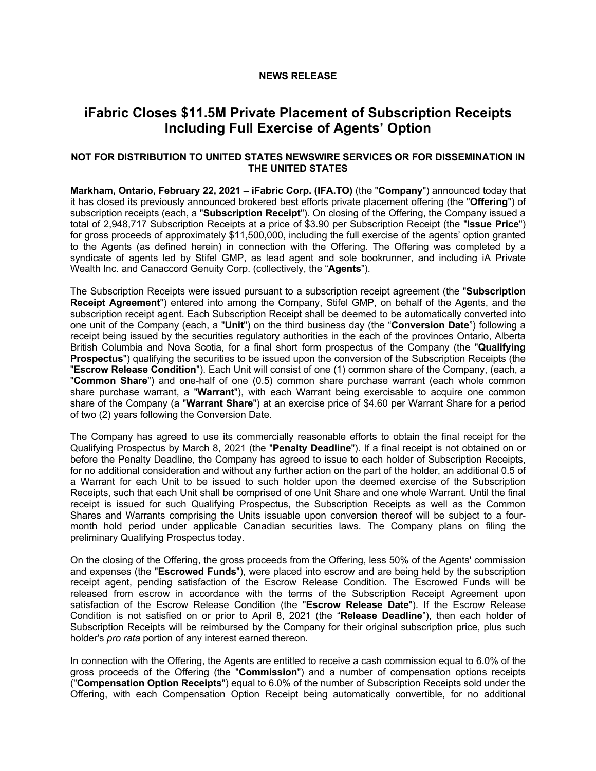**NEWS RELEASE**

# iFabric Closes $11.5M Private Placement of Subscription Receipts Including Full Exercise of Agents' Option

**NOT FOR DISTRIBUTION TO UNITED STATES NEWSWIRE SERVICES OR FOR DISSEMINATION IN THE UNITED STATES**

**Markham, Ontario, February 22, 2021 – iFabric Corp. (IFA.TO)** (the "**Company**") announced today that it has closed its previously announced brokered best efforts private placement offering (the "**Offering**") of subscription receipts (each, a "**Subscription Receipt**"). On closing of the Offering, the Company issued a total of 2,948,717 Subscription Receipts at a price of $3.90 per Subscription Receipt (the "**Issue Price**") for gross proceeds of approximately $11,500,000, including the full exercise of the agents' option granted to the Agents (as defined herein) in connection with the Offering. The Offering was completed by a syndicate of agents led by Stifel GMP, as lead agent and sole bookrunner, and including iA Private Wealth Inc. and Canaccord Genuity Corp. (collectively, the "**Agents**").

The Subscription Receipts were issued pursuant to a subscription receipt agreement (the "**Subscription Receipt Agreement**") entered into among the Company, Stifel GMP, on behalf of the Agents, and the subscription receipt agent. Each Subscription Receipt shall be deemed to be automatically converted into one unit of the Company (each, a "**Unit**") on the third business day (the "**Conversion Date**") following a receipt being issued by the securities regulatory authorities in the each of the provinces Ontario, Alberta British Columbia and Nova Scotia, for a final short form prospectus of the Company (the "**Qualifying Prospectus**") qualifying the securities to be issued upon the conversion of the Subscription Receipts (the "**Escrow Release Condition**"). Each Unit will consist of one (1) common share of the Company, (each, a "**Common Share**") and one-half of one (0.5) common share purchase warrant (each whole common share purchase warrant, a "**Warrant**"), with each Warrant being exercisable to acquire one common share of the Company (a "**Warrant Share**") at an exercise price of $4.60 per Warrant Share for a period of two (2) years following the Conversion Date.

The Company has agreed to use its commercially reasonable efforts to obtain the final receipt for the Qualifying Prospectus by March 8, 2021 (the "**Penalty Deadline**"). If a final receipt is not obtained on or before the Penalty Deadline, the Company has agreed to issue to each holder of Subscription Receipts, for no additional consideration and without any further action on the part of the holder, an additional 0.5 of a Warrant for each Unit to be issued to such holder upon the deemed exercise of the Subscription Receipts, such that each Unit shall be comprised of one Unit Share and one whole Warrant. Until the final receipt is issued for such Qualifying Prospectus, the Subscription Receipts as well as the Common Shares and Warrants comprising the Units issuable upon conversion thereof will be subject to a four-month hold period under applicable Canadian securities laws. The Company plans on filing the preliminary Qualifying Prospectus today.

On the closing of the Offering, the gross proceeds from the Offering, less 50% of the Agents' commission and expenses (the "**Escrowed Funds**"), were placed into escrow and are being held by the subscription receipt agent, pending satisfaction of the Escrow Release Condition. The Escrowed Funds will be released from escrow in accordance with the terms of the Subscription Receipt Agreement upon satisfaction of the Escrow Release Condition (the "**Escrow Release Date**"). If the Escrow Release Condition is not satisfied on or prior to April 8, 2021 (the "**Release Deadline**"), then each holder of Subscription Receipts will be reimbursed by the Company for their original subscription price, plus such holder's *pro rata* portion of any interest earned thereon.

In connection with the Offering, the Agents are entitled to receive a cash commission equal to 6.0% of the gross proceeds of the Offering (the "**Commission**") and a number of compensation options receipts ("**Compensation Option Receipts**") equal to 6.0% of the number of Subscription Receipts sold under the Offering, with each Compensation Option Receipt being automatically convertible, for no additional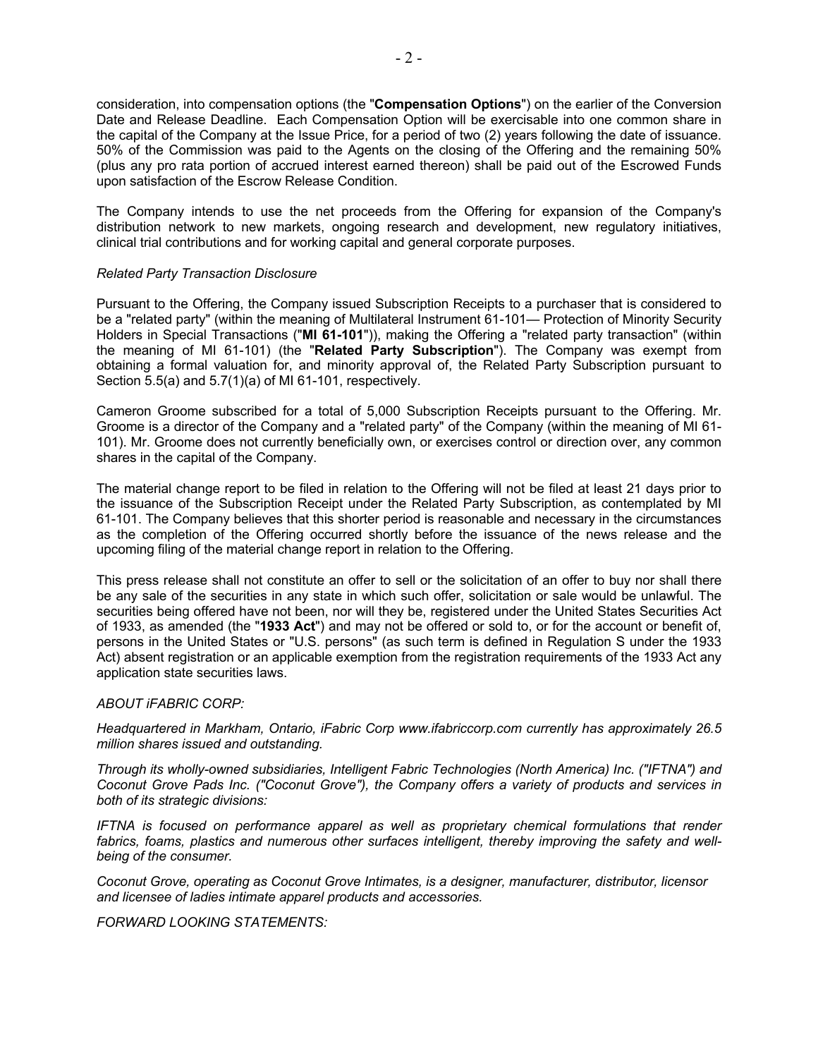consideration, into compensation options (the "**Compensation Options**") on the earlier of the Conversion Date and Release Deadline. Each Compensation Option will be exercisable into one common share in the capital of the Company at the Issue Price, for a period of two (2) years following the date of issuance. 50% of the Commission was paid to the Agents on the closing of the Offering and the remaining 50% (plus any pro rata portion of accrued interest earned thereon) shall be paid out of the Escrowed Funds upon satisfaction of the Escrow Release Condition.

The Company intends to use the net proceeds from the Offering for expansion of the Company's distribution network to new markets, ongoing research and development, new regulatory initiatives, clinical trial contributions and for working capital and general corporate purposes.

*Related Party Transaction Disclosure*

Pursuant to the Offering, the Company issued Subscription Receipts to a purchaser that is considered to be a "related party" (within the meaning of Multilateral Instrument 61-101— Protection of Minority Security Holders in Special Transactions ("**MI 61-101**")), making the Offering a "related party transaction" (within the meaning of MI 61-101) (the "**Related Party Subscription**"). The Company was exempt from obtaining a formal valuation for, and minority approval of, the Related Party Subscription pursuant to Section 5.5(a) and 5.7(1)(a) of MI 61-101, respectively.

Cameron Groome subscribed for a total of 5,000 Subscription Receipts pursuant to the Offering. Mr. Groome is a director of the Company and a "related party" of the Company (within the meaning of MI 61-101). Mr. Groome does not currently beneficially own, or exercises control or direction over, any common shares in the capital of the Company.

The material change report to be filed in relation to the Offering will not be filed at least 21 days prior to the issuance of the Subscription Receipt under the Related Party Subscription, as contemplated by MI 61-101. The Company believes that this shorter period is reasonable and necessary in the circumstances as the completion of the Offering occurred shortly before the issuance of the news release and the upcoming filing of the material change report in relation to the Offering.

This press release shall not constitute an offer to sell or the solicitation of an offer to buy nor shall there be any sale of the securities in any state in which such offer, solicitation or sale would be unlawful. The securities being offered have not been, nor will they be, registered under the United States Securities Act of 1933, as amended (the "**1933 Act**") and may not be offered or sold to, or for the account or benefit of, persons in the United States or "U.S. persons" (as such term is defined in Regulation S under the 1933 Act) absent registration or an applicable exemption from the registration requirements of the 1933 Act any application state securities laws.

*ABOUT iFABRIC CORP:*

*Headquartered in Markham, Ontario, iFabric Corp www.ifabriccorp.com currently has approximately 26.5 million shares issued and outstanding.*

*Through its wholly-owned subsidiaries, Intelligent Fabric Technologies (North America) Inc. ("IFTNA") and Coconut Grove Pads Inc. ("Coconut Grove"), the Company offers a variety of products and services in both of its strategic divisions:*

*IFTNA is focused on performance apparel as well as proprietary chemical formulations that render fabrics, foams, plastics and numerous other surfaces intelligent, thereby improving the safety and well-being of the consumer.*

*Coconut Grove, operating as Coconut Grove Intimates, is a designer, manufacturer, distributor, licensor and licensee of ladies intimate apparel products and accessories.*

*FORWARD LOOKING STATEMENTS:*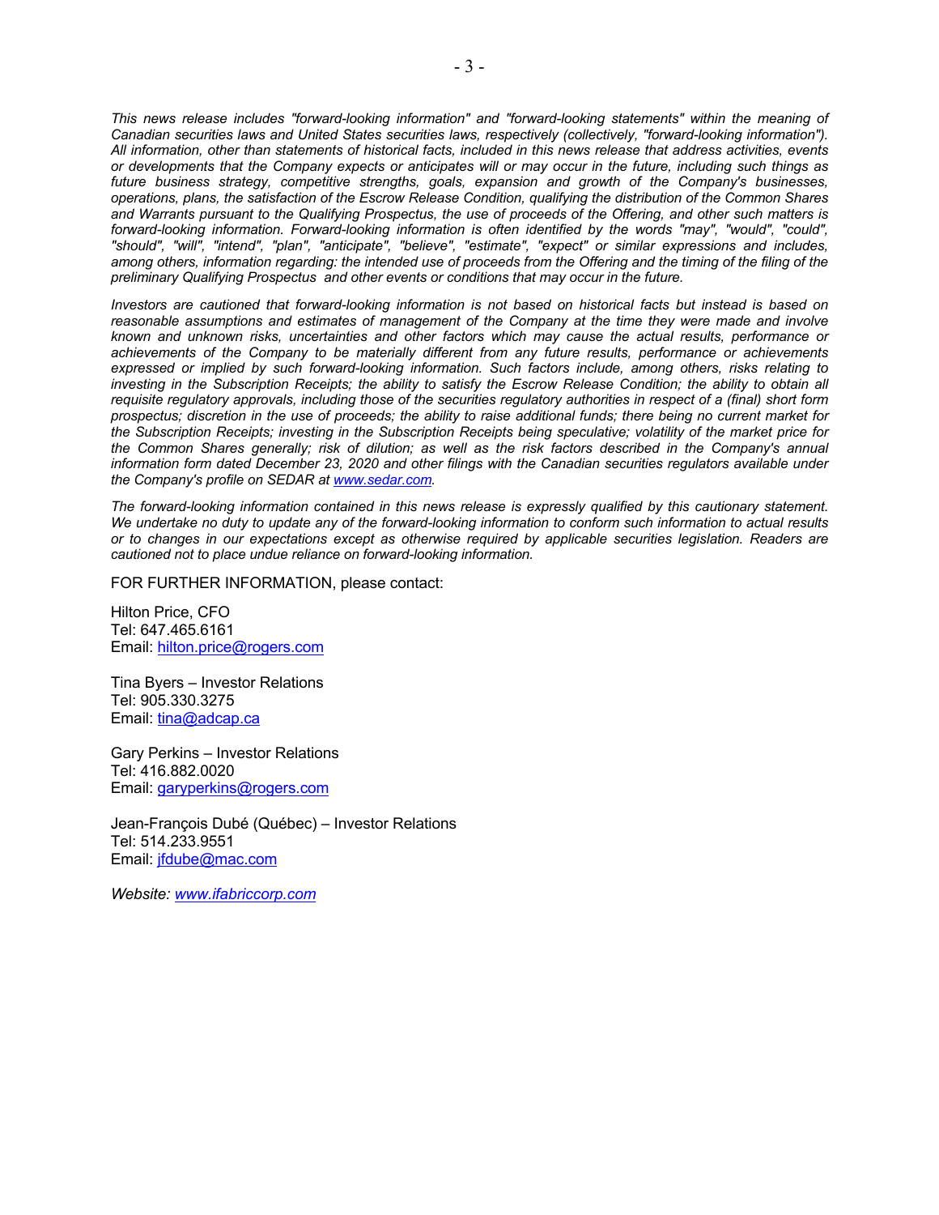*This news release includes "forward-looking information" and "forward-looking statements" within the meaning of Canadian securities laws and United States securities laws, respectively (collectively, "forward-looking information"). All information, other than statements of historical facts, included in this news release that address activities, events or developments that the Company expects or anticipates will or may occur in the future, including such things as future business strategy, competitive strengths, goals, expansion and growth of the Company's businesses, operations, plans, the satisfaction of the Escrow Release Condition, qualifying the distribution of the Common Shares and Warrants pursuant to the Qualifying Prospectus, the use of proceeds of the Offering, and other such matters is forward-looking information. Forward-looking information is often identified by the words "may", "would", "could", "should", "will", "intend", "plan", "anticipate", "believe", "estimate", "expect" or similar expressions and includes, among others, information regarding: the intended use of proceeds from the Offering and the timing of the filing of the preliminary Qualifying Prospectus and other events or conditions that may occur in the future.*

*Investors are cautioned that forward-looking information is not based on historical facts but instead is based on reasonable assumptions and estimates of management of the Company at the time they were made and involve known and unknown risks, uncertainties and other factors which may cause the actual results, performance or achievements of the Company to be materially different from any future results, performance or achievements expressed or implied by such forward-looking information. Such factors include, among others, risks relating to investing in the Subscription Receipts; the ability to satisfy the Escrow Release Condition; the ability to obtain all requisite regulatory approvals, including those of the securities regulatory authorities in respect of a (final) short form prospectus; discretion in the use of proceeds; the ability to raise additional funds; there being no current market for the Subscription Receipts; investing in the Subscription Receipts being speculative; volatility of the market price for the Common Shares generally; risk of dilution; as well as the risk factors described in the Company's annual information form dated December 23, 2020 and other filings with the Canadian securities regulators available under the Company's profile on SEDAR at www.sedar.com.*

*The forward-looking information contained in this news release is expressly qualified by this cautionary statement. We undertake no duty to update any of the forward-looking information to conform such information to actual results or to changes in our expectations except as otherwise required by applicable securities legislation. Readers are cautioned not to place undue reliance on forward-looking information.*

FOR FURTHER INFORMATION, please contact:

Hilton Price, CFO
Tel: 647.465.6161
Email: hilton.price@rogers.com

Tina Byers – Investor Relations
Tel: 905.330.3275
Email: tina@adcap.ca

Gary Perkins – Investor Relations
Tel: 416.882.0020
Email: garyperkins@rogers.com

Jean-François Dubé (Québec) – Investor Relations
Tel: 514.233.9551
Email: jfdube@mac.com

*Website: www.ifabriccorp.com*